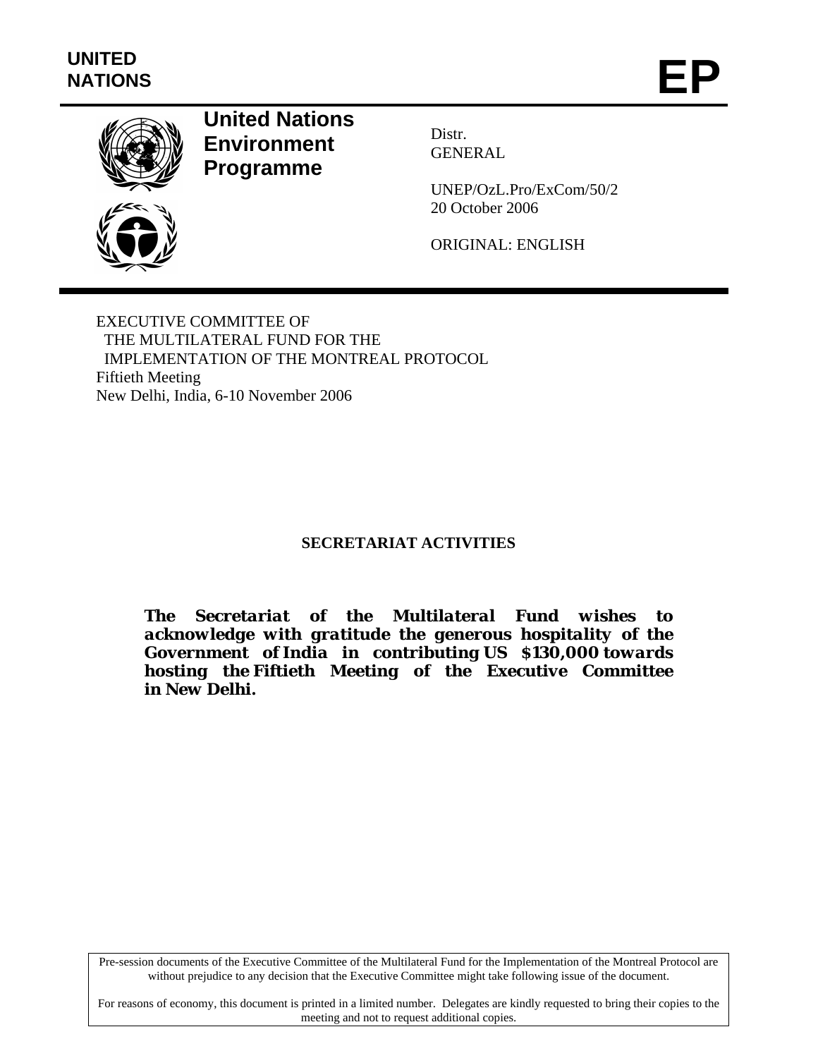**UNITED NATIONS**

# EP

## United Nations Environment Programme

Distr.
GENERAL

UNEP/OzL.Pro/ExCom/50/2
20 October 2006

ORIGINAL: ENGLISH

EXECUTIVE COMMITTEE OF
THE MULTILATERAL FUND FOR THE
IMPLEMENTATION OF THE MONTREAL PROTOCOL
Fiftieth Meeting
New Delhi, India, 6-10 November 2006

**SECRETARIAT ACTIVITIES**

***The Secretariat of the Multilateral Fund wishes to acknowledge with gratitude the generous hospitality of the Government of India in contributing US $130,000 towards hosting the Fiftieth Meeting of the Executive Committee in New Delhi.***

Pre-session documents of the Executive Committee of the Multilateral Fund for the Implementation of the Montreal Protocol are without prejudice to any decision that the Executive Committee might take following issue of the document.

For reasons of economy, this document is printed in a limited number. Delegates are kindly requested to bring their copies to the meeting and not to request additional copies.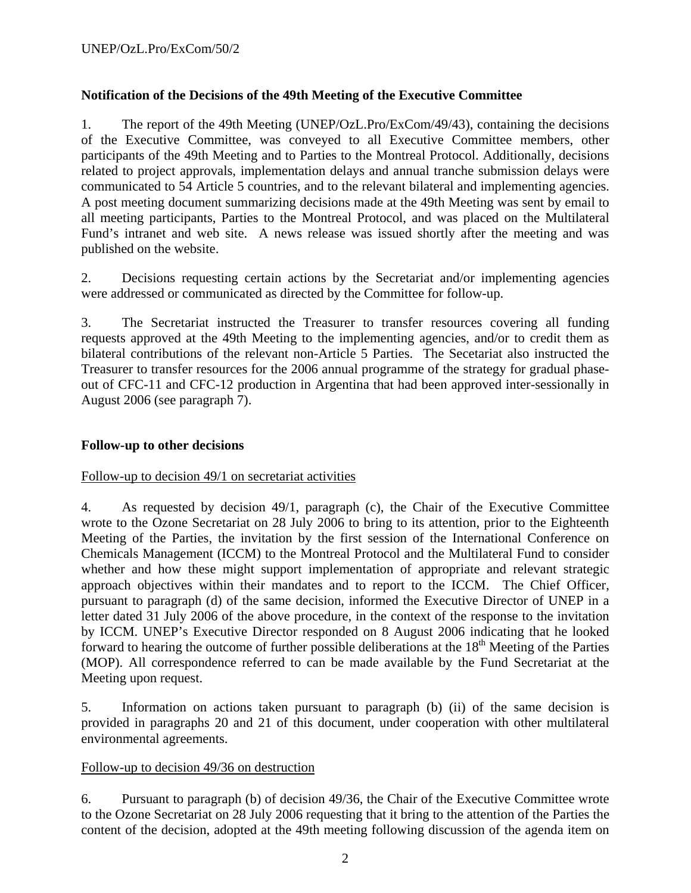## Notification of the Decisions of the 49th Meeting of the Executive Committee

1. The report of the 49th Meeting (UNEP/OzL.Pro/ExCom/49/43), containing the decisions of the Executive Committee, was conveyed to all Executive Committee members, other participants of the 49th Meeting and to Parties to the Montreal Protocol. Additionally, decisions related to project approvals, implementation delays and annual tranche submission delays were communicated to 54 Article 5 countries, and to the relevant bilateral and implementing agencies. A post meeting document summarizing decisions made at the 49th Meeting was sent by email to all meeting participants, Parties to the Montreal Protocol, and was placed on the Multilateral Fund's intranet and web site. A news release was issued shortly after the meeting and was published on the website.

2. Decisions requesting certain actions by the Secretariat and/or implementing agencies were addressed or communicated as directed by the Committee for follow-up.

3. The Secretariat instructed the Treasurer to transfer resources covering all funding requests approved at the 49th Meeting to the implementing agencies, and/or to credit them as bilateral contributions of the relevant non-Article 5 Parties. The Secetariat also instructed the Treasurer to transfer resources for the 2006 annual programme of the strategy for gradual phase-out of CFC-11 and CFC-12 production in Argentina that had been approved inter-sessionally in August 2006 (see paragraph 7).

## Follow-up to other decisions

Follow-up to decision 49/1 on secretariat activities

4. As requested by decision 49/1, paragraph (c), the Chair of the Executive Committee wrote to the Ozone Secretariat on 28 July 2006 to bring to its attention, prior to the Eighteenth Meeting of the Parties, the invitation by the first session of the International Conference on Chemicals Management (ICCM) to the Montreal Protocol and the Multilateral Fund to consider whether and how these might support implementation of appropriate and relevant strategic approach objectives within their mandates and to report to the ICCM. The Chief Officer, pursuant to paragraph (d) of the same decision, informed the Executive Director of UNEP in a letter dated 31 July 2006 of the above procedure, in the context of the response to the invitation by ICCM. UNEP's Executive Director responded on 8 August 2006 indicating that he looked forward to hearing the outcome of further possible deliberations at the 18th Meeting of the Parties (MOP). All correspondence referred to can be made available by the Fund Secretariat at the Meeting upon request.

5. Information on actions taken pursuant to paragraph (b) (ii) of the same decision is provided in paragraphs 20 and 21 of this document, under cooperation with other multilateral environmental agreements.

Follow-up to decision 49/36 on destruction

6. Pursuant to paragraph (b) of decision 49/36, the Chair of the Executive Committee wrote to the Ozone Secretariat on 28 July 2006 requesting that it bring to the attention of the Parties the content of the decision, adopted at the 49th meeting following discussion of the agenda item on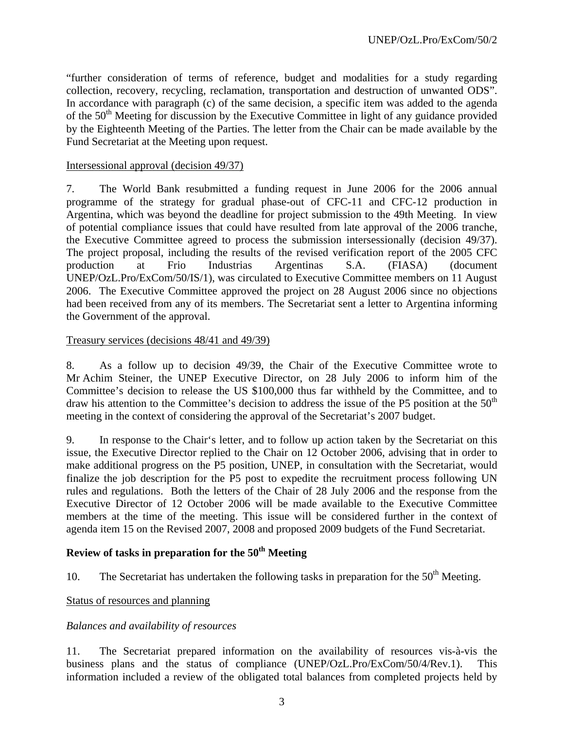"further consideration of terms of reference, budget and modalities for a study regarding collection, recovery, recycling, reclamation, transportation and destruction of unwanted ODS". In accordance with paragraph (c) of the same decision, a specific item was added to the agenda of the 50th Meeting for discussion by the Executive Committee in light of any guidance provided by the Eighteenth Meeting of the Parties. The letter from the Chair can be made available by the Fund Secretariat at the Meeting upon request.

Intersessional approval (decision 49/37)

7. The World Bank resubmitted a funding request in June 2006 for the 2006 annual programme of the strategy for gradual phase-out of CFC-11 and CFC-12 production in Argentina, which was beyond the deadline for project submission to the 49th Meeting. In view of potential compliance issues that could have resulted from late approval of the 2006 tranche, the Executive Committee agreed to process the submission intersessionally (decision 49/37). The project proposal, including the results of the revised verification report of the 2005 CFC production at Frio Industrias Argentinas S.A. (FIASA) (document UNEP/OzL.Pro/ExCom/50/IS/1), was circulated to Executive Committee members on 11 August 2006. The Executive Committee approved the project on 28 August 2006 since no objections had been received from any of its members. The Secretariat sent a letter to Argentina informing the Government of the approval.

Treasury services (decisions 48/41 and 49/39)

8. As a follow up to decision 49/39, the Chair of the Executive Committee wrote to Mr Achim Steiner, the UNEP Executive Director, on 28 July 2006 to inform him of the Committee's decision to release the US $100,000 thus far withheld by the Committee, and to draw his attention to the Committee's decision to address the issue of the P5 position at the 50th meeting in the context of considering the approval of the Secretariat's 2007 budget.

9. In response to the Chair's letter, and to follow up action taken by the Secretariat on this issue, the Executive Director replied to the Chair on 12 October 2006, advising that in order to make additional progress on the P5 position, UNEP, in consultation with the Secretariat, would finalize the job description for the P5 post to expedite the recruitment process following UN rules and regulations. Both the letters of the Chair of 28 July 2006 and the response from the Executive Director of 12 October 2006 will be made available to the Executive Committee members at the time of the meeting. This issue will be considered further in the context of agenda item 15 on the Revised 2007, 2008 and proposed 2009 budgets of the Fund Secretariat.

**Review of tasks in preparation for the 50th Meeting**

10. The Secretariat has undertaken the following tasks in preparation for the 50th Meeting.

Status of resources and planning

*Balances and availability of resources*

11. The Secretariat prepared information on the availability of resources vis-à-vis the business plans and the status of compliance (UNEP/OzL.Pro/ExCom/50/4/Rev.1). This information included a review of the obligated total balances from completed projects held by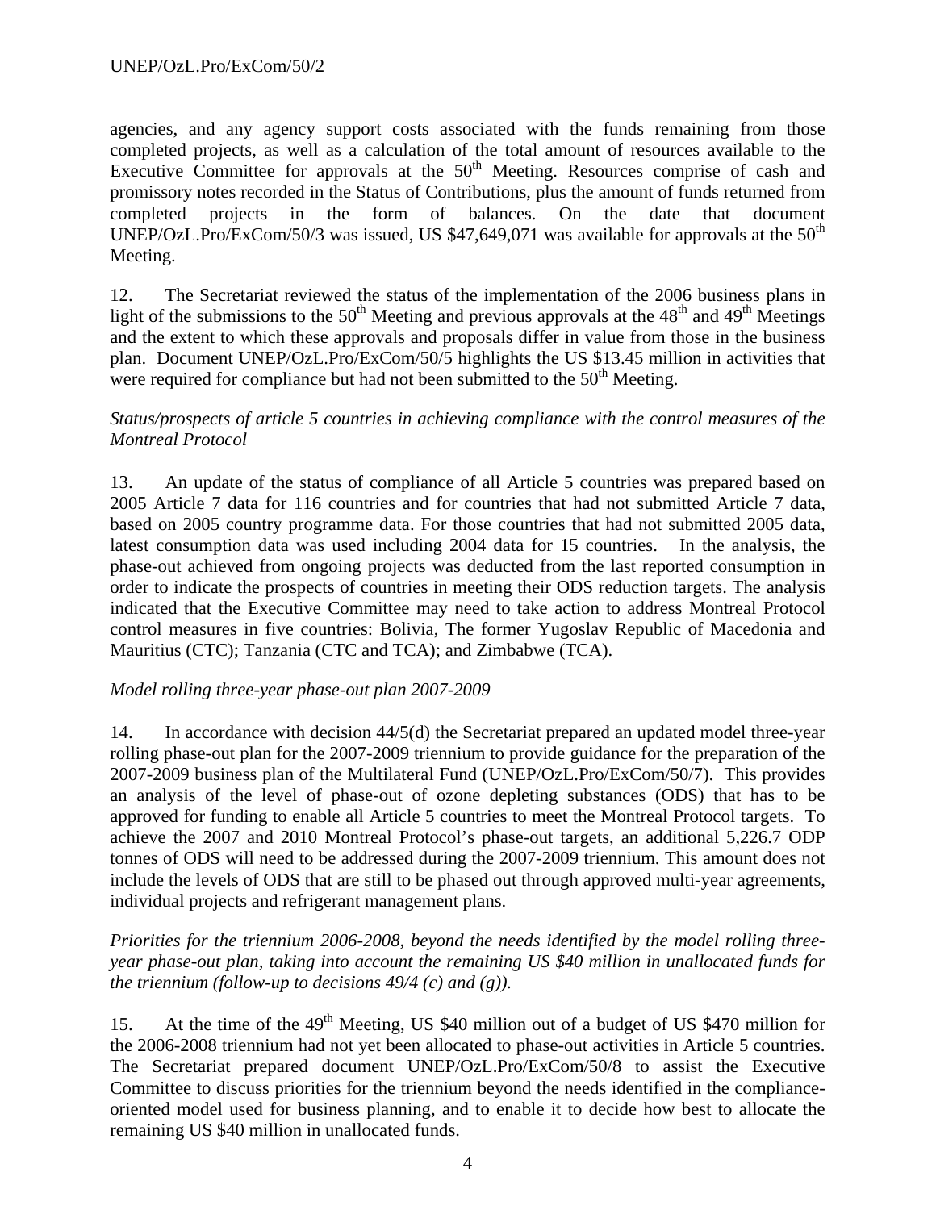agencies, and any agency support costs associated with the funds remaining from those completed projects, as well as a calculation of the total amount of resources available to the Executive Committee for approvals at the 50th Meeting. Resources comprise of cash and promissory notes recorded in the Status of Contributions, plus the amount of funds returned from completed projects in the form of balances. On the date that document UNEP/OzL.Pro/ExCom/50/3 was issued, US $47,649,071 was available for approvals at the 50th Meeting.

12. The Secretariat reviewed the status of the implementation of the 2006 business plans in light of the submissions to the 50th Meeting and previous approvals at the 48th and 49th Meetings and the extent to which these approvals and proposals differ in value from those in the business plan. Document UNEP/OzL.Pro/ExCom/50/5 highlights the US $13.45 million in activities that were required for compliance but had not been submitted to the 50th Meeting.

*Status/prospects of article 5 countries in achieving compliance with the control measures of the Montreal Protocol*

13. An update of the status of compliance of all Article 5 countries was prepared based on 2005 Article 7 data for 116 countries and for countries that had not submitted Article 7 data, based on 2005 country programme data. For those countries that had not submitted 2005 data, latest consumption data was used including 2004 data for 15 countries. In the analysis, the phase-out achieved from ongoing projects was deducted from the last reported consumption in order to indicate the prospects of countries in meeting their ODS reduction targets. The analysis indicated that the Executive Committee may need to take action to address Montreal Protocol control measures in five countries: Bolivia, The former Yugoslav Republic of Macedonia and Mauritius (CTC); Tanzania (CTC and TCA); and Zimbabwe (TCA).

*Model rolling three-year phase-out plan 2007-2009*

14. In accordance with decision 44/5(d) the Secretariat prepared an updated model three-year rolling phase-out plan for the 2007-2009 triennium to provide guidance for the preparation of the 2007-2009 business plan of the Multilateral Fund (UNEP/OzL.Pro/ExCom/50/7). This provides an analysis of the level of phase-out of ozone depleting substances (ODS) that has to be approved for funding to enable all Article 5 countries to meet the Montreal Protocol targets. To achieve the 2007 and 2010 Montreal Protocol's phase-out targets, an additional 5,226.7 ODP tonnes of ODS will need to be addressed during the 2007-2009 triennium. This amount does not include the levels of ODS that are still to be phased out through approved multi-year agreements, individual projects and refrigerant management plans.

*Priorities for the triennium 2006-2008, beyond the needs identified by the model rolling three-year phase-out plan, taking into account the remaining US $40 million in unallocated funds for the triennium (follow-up to decisions 49/4 (c) and (g)).*

15. At the time of the 49th Meeting, US $40 million out of a budget of US $470 million for the 2006-2008 triennium had not yet been allocated to phase-out activities in Article 5 countries. The Secretariat prepared document UNEP/OzL.Pro/ExCom/50/8 to assist the Executive Committee to discuss priorities for the triennium beyond the needs identified in the compliance-oriented model used for business planning, and to enable it to decide how best to allocate the remaining US $40 million in unallocated funds.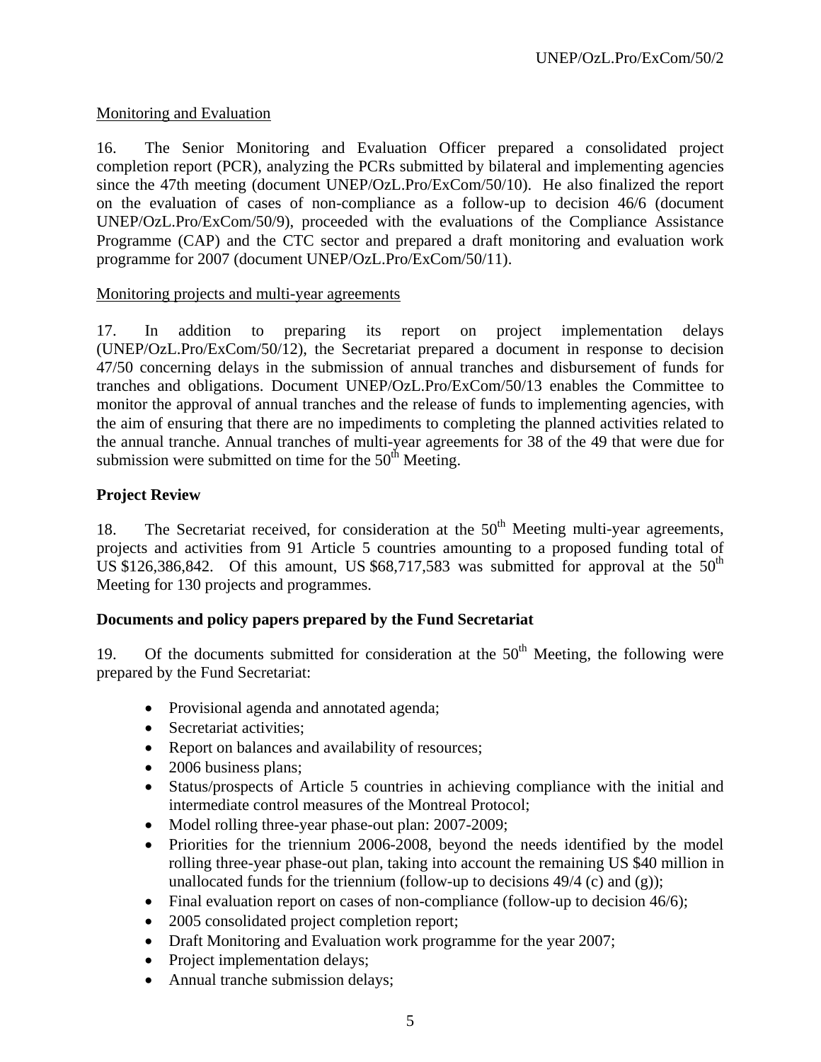Monitoring and Evaluation

16. The Senior Monitoring and Evaluation Officer prepared a consolidated project completion report (PCR), analyzing the PCRs submitted by bilateral and implementing agencies since the 47th meeting (document UNEP/OzL.Pro/ExCom/50/10). He also finalized the report on the evaluation of cases of non-compliance as a follow-up to decision 46/6 (document UNEP/OzL.Pro/ExCom/50/9), proceeded with the evaluations of the Compliance Assistance Programme (CAP) and the CTC sector and prepared a draft monitoring and evaluation work programme for 2007 (document UNEP/OzL.Pro/ExCom/50/11).

Monitoring projects and multi-year agreements

17. In addition to preparing its report on project implementation delays (UNEP/OzL.Pro/ExCom/50/12), the Secretariat prepared a document in response to decision 47/50 concerning delays in the submission of annual tranches and disbursement of funds for tranches and obligations. Document UNEP/OzL.Pro/ExCom/50/13 enables the Committee to monitor the approval of annual tranches and the release of funds to implementing agencies, with the aim of ensuring that there are no impediments to completing the planned activities related to the annual tranche. Annual tranches of multi-year agreements for 38 of the 49 that were due for submission were submitted on time for the 50th Meeting.

**Project Review**

18. The Secretariat received, for consideration at the 50th Meeting multi-year agreements, projects and activities from 91 Article 5 countries amounting to a proposed funding total of US $126,386,842. Of this amount, US $68,717,583 was submitted for approval at the 50th Meeting for 130 projects and programmes.

**Documents and policy papers prepared by the Fund Secretariat**

19. Of the documents submitted for consideration at the 50th Meeting, the following were prepared by the Fund Secretariat:

- Provisional agenda and annotated agenda;
- Secretariat activities;
- Report on balances and availability of resources;
- 2006 business plans;
- Status/prospects of Article 5 countries in achieving compliance with the initial and intermediate control measures of the Montreal Protocol;
- Model rolling three-year phase-out plan: 2007-2009;
- Priorities for the triennium 2006-2008, beyond the needs identified by the model rolling three-year phase-out plan, taking into account the remaining US $40 million in unallocated funds for the triennium (follow-up to decisions 49/4 (c) and (g));
- Final evaluation report on cases of non-compliance (follow-up to decision 46/6);
- 2005 consolidated project completion report;
- Draft Monitoring and Evaluation work programme for the year 2007;
- Project implementation delays;
- Annual tranche submission delays;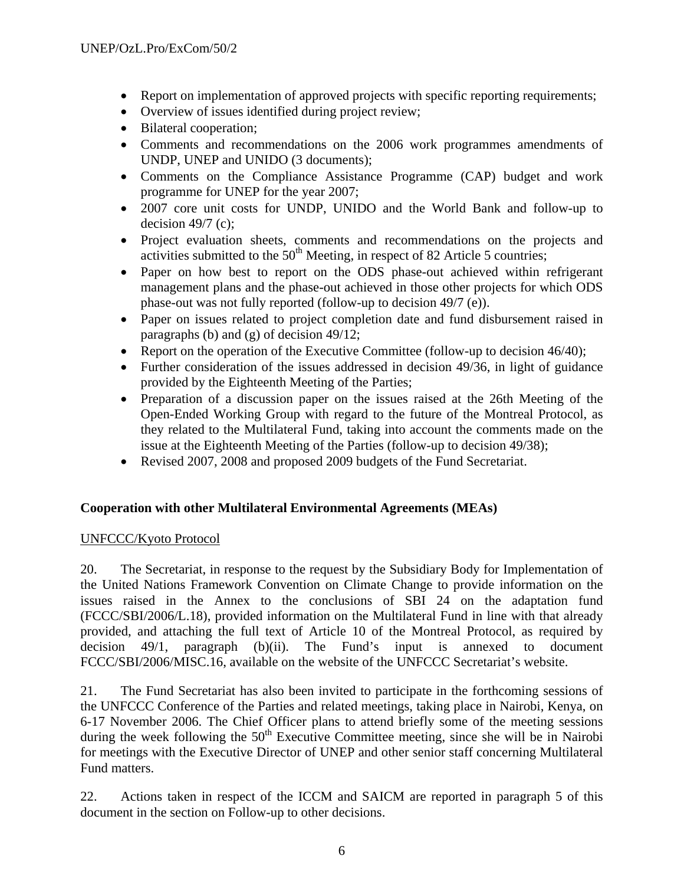- Report on implementation of approved projects with specific reporting requirements;
- Overview of issues identified during project review;
- Bilateral cooperation;
- Comments and recommendations on the 2006 work programmes amendments of UNDP, UNEP and UNIDO (3 documents);
- Comments on the Compliance Assistance Programme (CAP) budget and work programme for UNEP for the year 2007;
- 2007 core unit costs for UNDP, UNIDO and the World Bank and follow-up to decision 49/7 (c);
- Project evaluation sheets, comments and recommendations on the projects and activities submitted to the 50th Meeting, in respect of 82 Article 5 countries;
- Paper on how best to report on the ODS phase-out achieved within refrigerant management plans and the phase-out achieved in those other projects for which ODS phase-out was not fully reported (follow-up to decision 49/7 (e)).
- Paper on issues related to project completion date and fund disbursement raised in paragraphs (b) and (g) of decision 49/12;
- Report on the operation of the Executive Committee (follow-up to decision 46/40);
- Further consideration of the issues addressed in decision 49/36, in light of guidance provided by the Eighteenth Meeting of the Parties;
- Preparation of a discussion paper on the issues raised at the 26th Meeting of the Open-Ended Working Group with regard to the future of the Montreal Protocol, as they related to the Multilateral Fund, taking into account the comments made on the issue at the Eighteenth Meeting of the Parties (follow-up to decision 49/38);
- Revised 2007, 2008 and proposed 2009 budgets of the Fund Secretariat.

**Cooperation with other Multilateral Environmental Agreements (MEAs)**

UNFCCC/Kyoto Protocol

20. The Secretariat, in response to the request by the Subsidiary Body for Implementation of the United Nations Framework Convention on Climate Change to provide information on the issues raised in the Annex to the conclusions of SBI 24 on the adaptation fund (FCCC/SBI/2006/L.18), provided information on the Multilateral Fund in line with that already provided, and attaching the full text of Article 10 of the Montreal Protocol, as required by decision 49/1, paragraph (b)(ii). The Fund's input is annexed to document FCCC/SBI/2006/MISC.16, available on the website of the UNFCCC Secretariat's website.

21. The Fund Secretariat has also been invited to participate in the forthcoming sessions of the UNFCCC Conference of the Parties and related meetings, taking place in Nairobi, Kenya, on 6-17 November 2006. The Chief Officer plans to attend briefly some of the meeting sessions during the week following the 50th Executive Committee meeting, since she will be in Nairobi for meetings with the Executive Director of UNEP and other senior staff concerning Multilateral Fund matters.

22. Actions taken in respect of the ICCM and SAICM are reported in paragraph 5 of this document in the section on Follow-up to other decisions.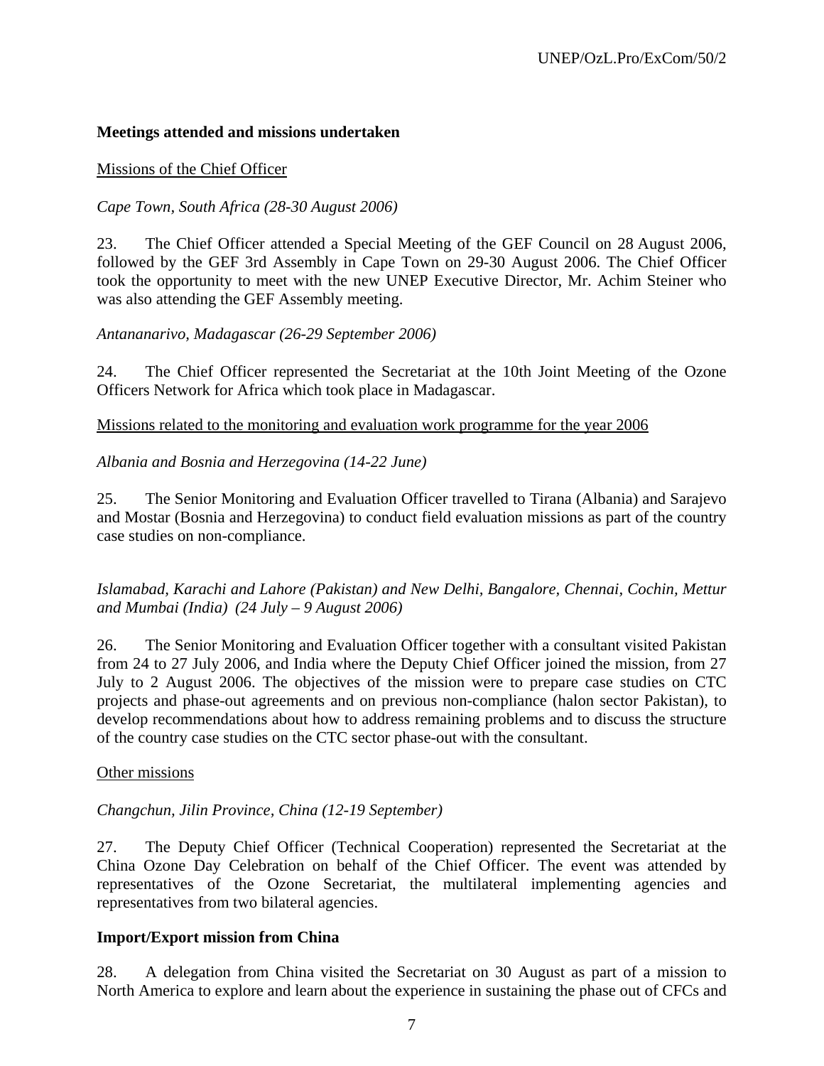**Meetings attended and missions undertaken**

Missions of the Chief Officer

*Cape Town, South Africa (28-30 August 2006)*

23. The Chief Officer attended a Special Meeting of the GEF Council on 28 August 2006, followed by the GEF 3rd Assembly in Cape Town on 29-30 August 2006. The Chief Officer took the opportunity to meet with the new UNEP Executive Director, Mr. Achim Steiner who was also attending the GEF Assembly meeting.

*Antananarivo, Madagascar (26-29 September 2006)*

24. The Chief Officer represented the Secretariat at the 10th Joint Meeting of the Ozone Officers Network for Africa which took place in Madagascar.

Missions related to the monitoring and evaluation work programme for the year 2006

*Albania and Bosnia and Herzegovina (14-22 June)*

25. The Senior Monitoring and Evaluation Officer travelled to Tirana (Albania) and Sarajevo and Mostar (Bosnia and Herzegovina) to conduct field evaluation missions as part of the country case studies on non-compliance.

*Islamabad, Karachi and Lahore (Pakistan) and New Delhi, Bangalore, Chennai, Cochin, Mettur and Mumbai (India) (24 July – 9 August 2006)*

26. The Senior Monitoring and Evaluation Officer together with a consultant visited Pakistan from 24 to 27 July 2006, and India where the Deputy Chief Officer joined the mission, from 27 July to 2 August 2006. The objectives of the mission were to prepare case studies on CTC projects and phase-out agreements and on previous non-compliance (halon sector Pakistan), to develop recommendations about how to address remaining problems and to discuss the structure of the country case studies on the CTC sector phase-out with the consultant.

Other missions

*Changchun, Jilin Province, China (12-19 September)*

27. The Deputy Chief Officer (Technical Cooperation) represented the Secretariat at the China Ozone Day Celebration on behalf of the Chief Officer. The event was attended by representatives of the Ozone Secretariat, the multilateral implementing agencies and representatives from two bilateral agencies.

**Import/Export mission from China**

28. A delegation from China visited the Secretariat on 30 August as part of a mission to North America to explore and learn about the experience in sustaining the phase out of CFCs and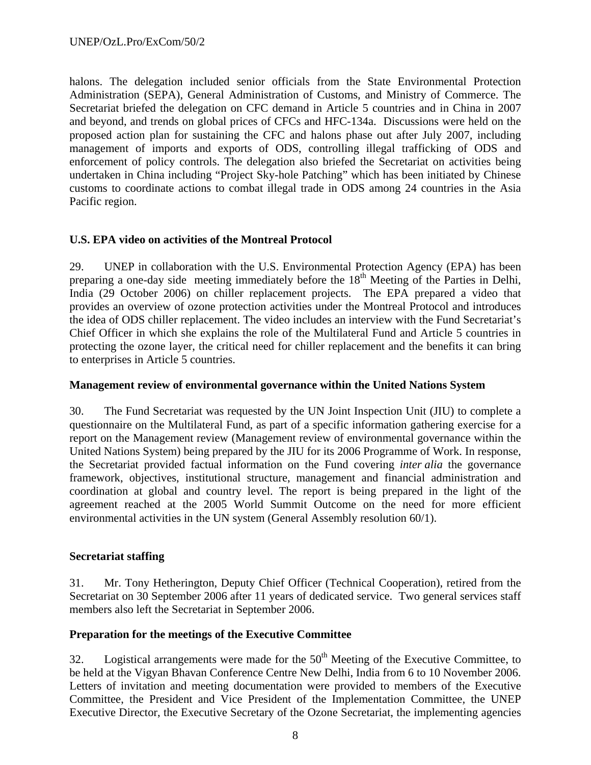halons. The delegation included senior officials from the State Environmental Protection Administration (SEPA), General Administration of Customs, and Ministry of Commerce. The Secretariat briefed the delegation on CFC demand in Article 5 countries and in China in 2007 and beyond, and trends on global prices of CFCs and HFC-134a. Discussions were held on the proposed action plan for sustaining the CFC and halons phase out after July 2007, including management of imports and exports of ODS, controlling illegal trafficking of ODS and enforcement of policy controls. The delegation also briefed the Secretariat on activities being undertaken in China including "Project Sky-hole Patching" which has been initiated by Chinese customs to coordinate actions to combat illegal trade in ODS among 24 countries in the Asia Pacific region.

**U.S. EPA video on activities of the Montreal Protocol**

29. UNEP in collaboration with the U.S. Environmental Protection Agency (EPA) has been preparing a one-day side meeting immediately before the 18th Meeting of the Parties in Delhi, India (29 October 2006) on chiller replacement projects. The EPA prepared a video that provides an overview of ozone protection activities under the Montreal Protocol and introduces the idea of ODS chiller replacement. The video includes an interview with the Fund Secretariat's Chief Officer in which she explains the role of the Multilateral Fund and Article 5 countries in protecting the ozone layer, the critical need for chiller replacement and the benefits it can bring to enterprises in Article 5 countries.

**Management review of environmental governance within the United Nations System**

30. The Fund Secretariat was requested by the UN Joint Inspection Unit (JIU) to complete a questionnaire on the Multilateral Fund, as part of a specific information gathering exercise for a report on the Management review (Management review of environmental governance within the United Nations System) being prepared by the JIU for its 2006 Programme of Work. In response, the Secretariat provided factual information on the Fund covering *inter alia* the governance framework, objectives, institutional structure, management and financial administration and coordination at global and country level. The report is being prepared in the light of the agreement reached at the 2005 World Summit Outcome on the need for more efficient environmental activities in the UN system (General Assembly resolution 60/1).

**Secretariat staffing**

31. Mr. Tony Hetherington, Deputy Chief Officer (Technical Cooperation), retired from the Secretariat on 30 September 2006 after 11 years of dedicated service. Two general services staff members also left the Secretariat in September 2006.

**Preparation for the meetings of the Executive Committee**

32. Logistical arrangements were made for the 50th Meeting of the Executive Committee, to be held at the Vigyan Bhavan Conference Centre New Delhi, India from 6 to 10 November 2006. Letters of invitation and meeting documentation were provided to members of the Executive Committee, the President and Vice President of the Implementation Committee, the UNEP Executive Director, the Executive Secretary of the Ozone Secretariat, the implementing agencies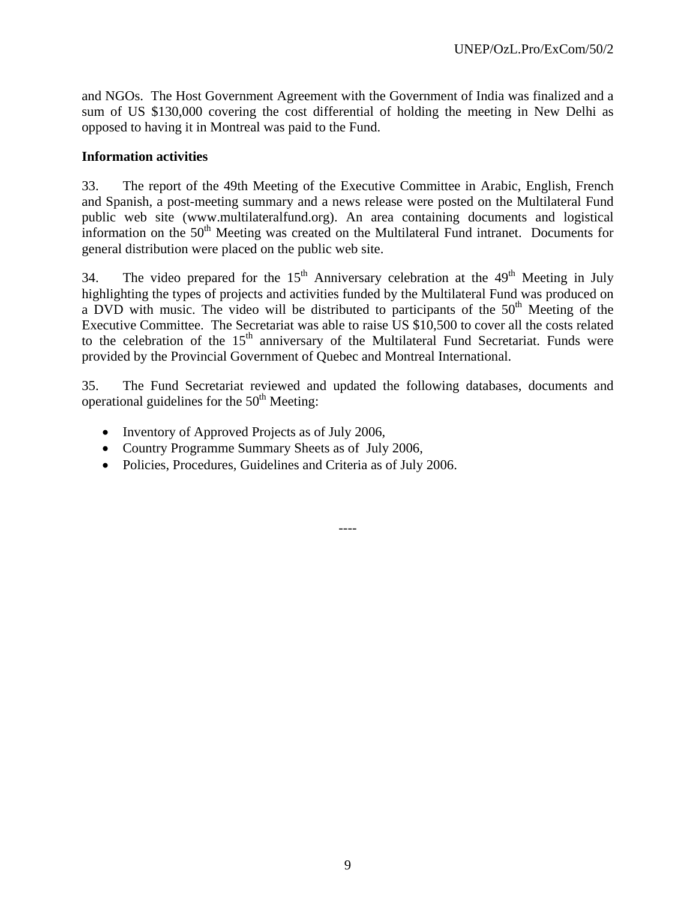and NGOs. The Host Government Agreement with the Government of India was finalized and a sum of US $130,000 covering the cost differential of holding the meeting in New Delhi as opposed to having it in Montreal was paid to the Fund.

**Information activities**

33. The report of the 49th Meeting of the Executive Committee in Arabic, English, French and Spanish, a post-meeting summary and a news release were posted on the Multilateral Fund public web site (www.multilateralfund.org). An area containing documents and logistical information on the 50th Meeting was created on the Multilateral Fund intranet. Documents for general distribution were placed on the public web site.

34. The video prepared for the 15th Anniversary celebration at the 49th Meeting in July highlighting the types of projects and activities funded by the Multilateral Fund was produced on a DVD with music. The video will be distributed to participants of the 50th Meeting of the Executive Committee. The Secretariat was able to raise US $10,500 to cover all the costs related to the celebration of the 15th anniversary of the Multilateral Fund Secretariat. Funds were provided by the Provincial Government of Quebec and Montreal International.

35. The Fund Secretariat reviewed and updated the following databases, documents and operational guidelines for the 50th Meeting:

- Inventory of Approved Projects as of July 2006,
- Country Programme Summary Sheets as of July 2006,
- Policies, Procedures, Guidelines and Criteria as of July 2006.

----